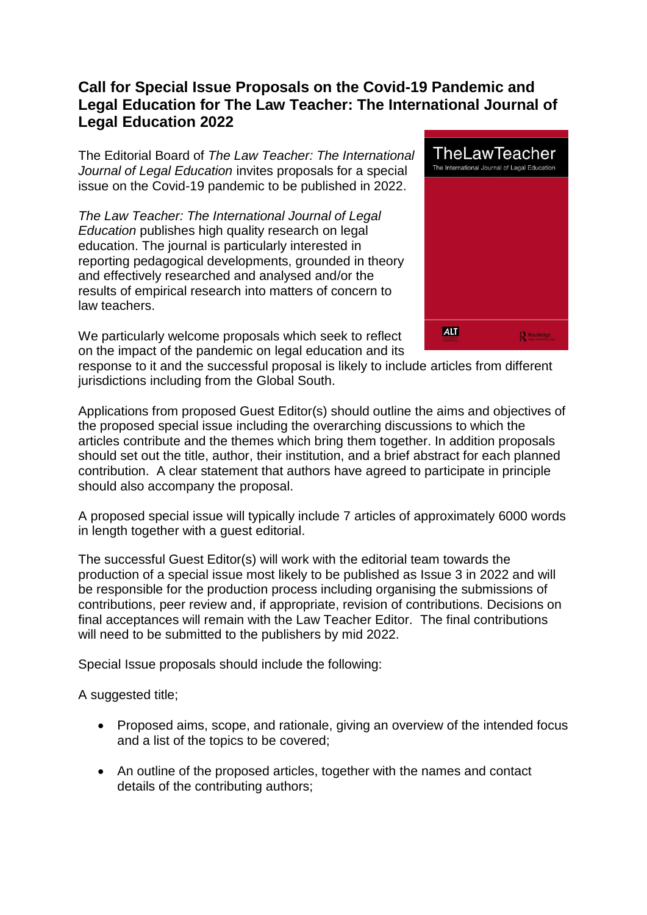## Call for Special Issue Proposals on the Covid-19 Pandemic and Legal Education for The Law Teacher: The International Journal of Legal Education 2022

The Editorial Board of *The Law Teacher: The International Journal of Legal Education* invites proposals for a special issue on the Covid-19 pandemic to be published in 2022.

*The Law Teacher: The International Journal of Legal Education* publishes high quality research on legal education. The journal is particularly interested in reporting pedagogical developments, grounded in theory and effectively researched and analysed and/or the results of empirical research into matters of concern to law teachers.

We particularly welcome proposals which seek to reflect on the impact of the pandemic on legal education and its response to it and the successful proposal is likely to include articles from different jurisdictions including from the Global South.

Applications from proposed Guest Editor(s) should outline the aims and objectives of the proposed special issue including the overarching discussions to which the articles contribute and the themes which bring them together. In addition proposals should set out the title, author, their institution, and a brief abstract for each planned contribution. A clear statement that authors have agreed to participate in principle should also accompany the proposal.

A proposed special issue will typically include 7 articles of approximately 6000 words in length together with a guest editorial.

The successful Guest Editor(s) will work with the editorial team towards the production of a special issue most likely to be published as Issue 3 in 2022 and will be responsible for the production process including organising the submissions of contributions, peer review and, if appropriate, revision of contributions. Decisions on final acceptances will remain with the Law Teacher Editor. The final contributions will need to be submitted to the publishers by mid 2022.

Special Issue proposals should include the following:

A suggested title;

- Proposed aims, scope, and rationale, giving an overview of the intended focus and a list of the topics to be covered;
- An outline of the proposed articles, together with the names and contact details of the contributing authors;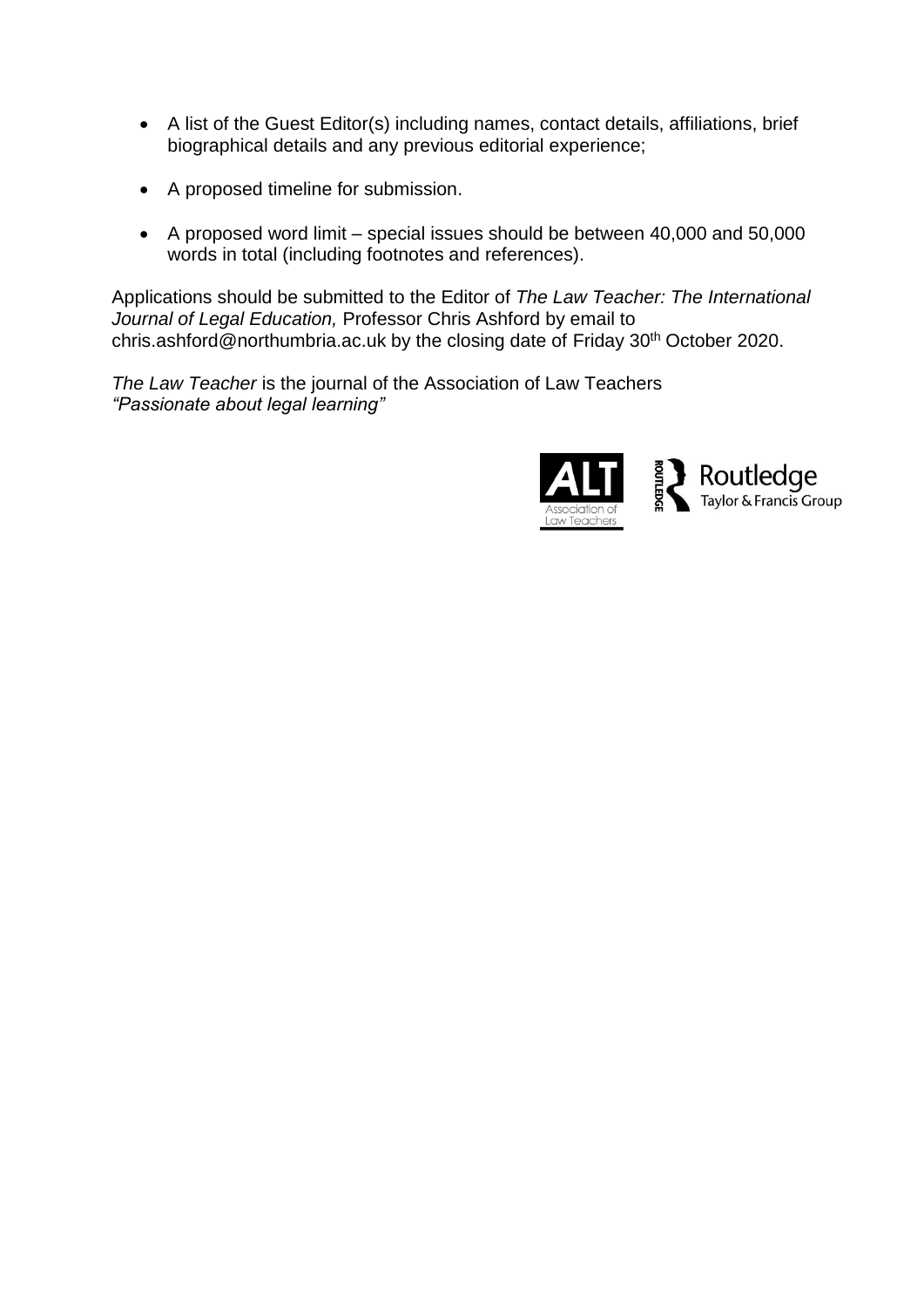- A list of the Guest Editor(s) including names, contact details, affiliations, brief biographical details and any previous editorial experience;

- A proposed timeline for submission.

- A proposed word limit – special issues should be between 40,000 and 50,000 words in total (including footnotes and references).

Applications should be submitted to the Editor of *The Law Teacher: The International Journal of Legal Education,* Professor Chris Ashford by email to chris.ashford@northumbria.ac.uk by the closing date of Friday 30th October 2020.

*The Law Teacher* is the journal of the Association of Law Teachers
*"Passionate about legal learning"*